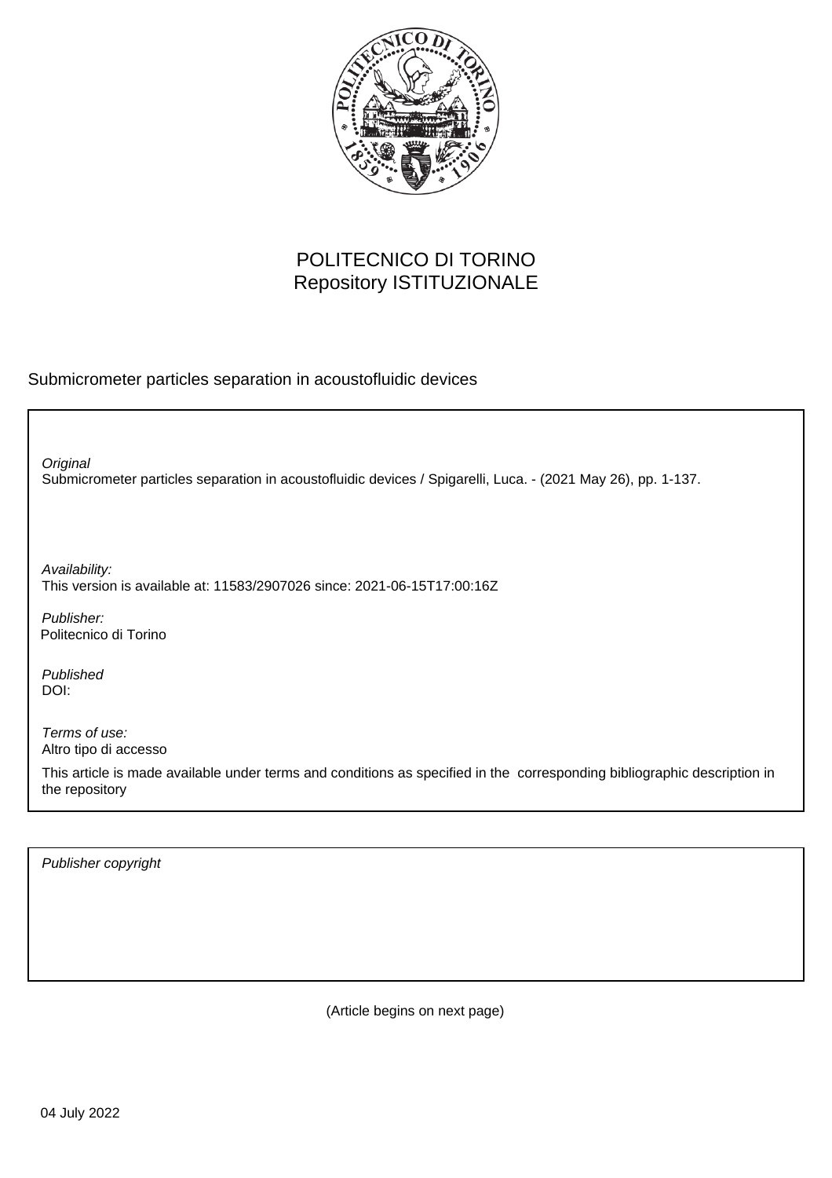POLITECNICO DI TORINO
Repository ISTITUZIONALE

Submicrometer particles separation in acoustofluidic devices

*Original*
Submicrometer particles separation in acoustofluidic devices / Spigarelli, Luca. - (2021 May 26), pp. 1-137.

*Availability:*
This version is available at: 11583/2907026 since: 2021-06-15T17:00:16Z

*Publisher:*
Politecnico di Torino

*Published*
DOI:

*Terms of use:*
Altro tipo di accesso

This article is made available under terms and conditions as specified in the corresponding bibliographic description in the repository

*Publisher copyright*

(Article begins on next page)

04 July 2022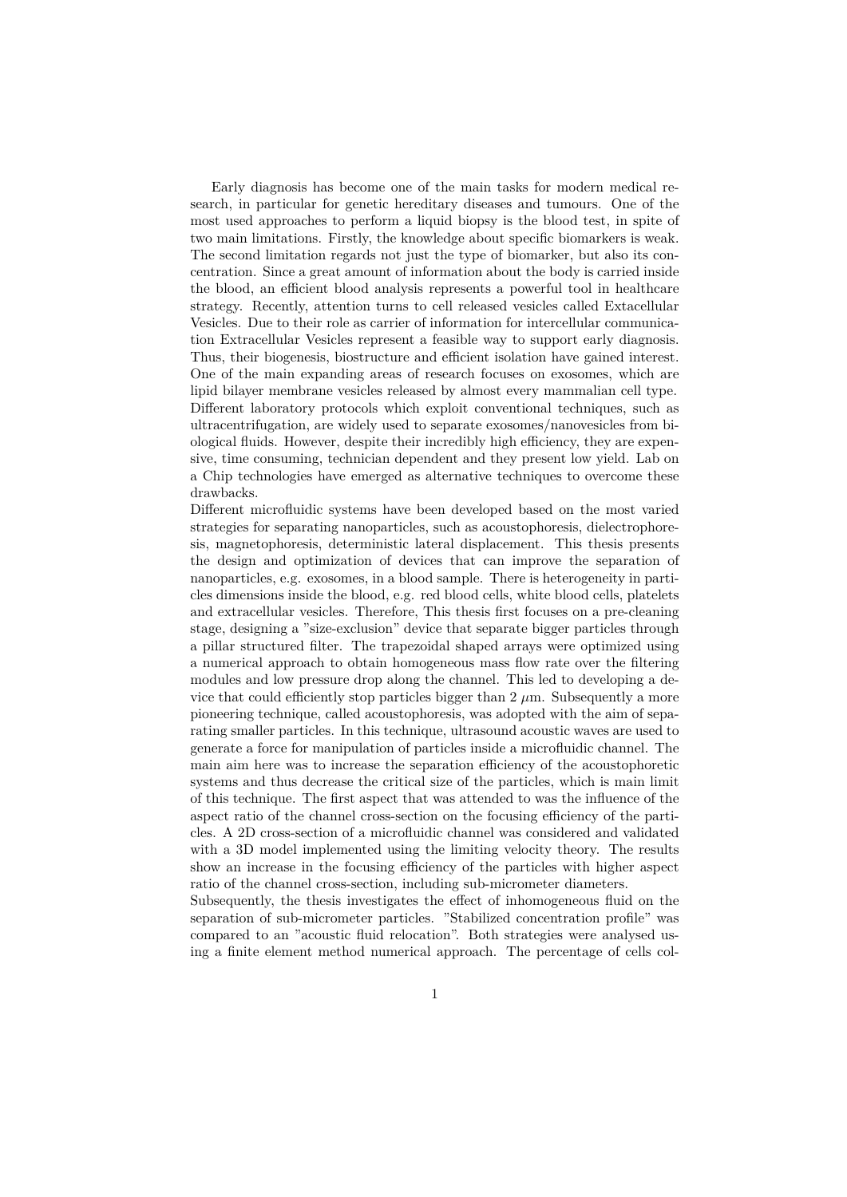Early diagnosis has become one of the main tasks for modern medical research, in particular for genetic hereditary diseases and tumours. One of the most used approaches to perform a liquid biopsy is the blood test, in spite of two main limitations. Firstly, the knowledge about specific biomarkers is weak. The second limitation regards not just the type of biomarker, but also its concentration. Since a great amount of information about the body is carried inside the blood, an efficient blood analysis represents a powerful tool in healthcare strategy. Recently, attention turns to cell released vesicles called Extacellular Vesicles. Due to their role as carrier of information for intercellular communication Extracellular Vesicles represent a feasible way to support early diagnosis. Thus, their biogenesis, biostructure and efficient isolation have gained interest. One of the main expanding areas of research focuses on exosomes, which are lipid bilayer membrane vesicles released by almost every mammalian cell type. Different laboratory protocols which exploit conventional techniques, such as ultracentrifugation, are widely used to separate exosomes/nanovesicles from biological fluids. However, despite their incredibly high efficiency, they are expensive, time consuming, technician dependent and they present low yield. Lab on a Chip technologies have emerged as alternative techniques to overcome these drawbacks.

Different microfluidic systems have been developed based on the most varied strategies for separating nanoparticles, such as acoustophoresis, dielectrophoresis, magnetophoresis, deterministic lateral displacement. This thesis presents the design and optimization of devices that can improve the separation of nanoparticles, e.g. exosomes, in a blood sample. There is heterogeneity in particles dimensions inside the blood, e.g. red blood cells, white blood cells, platelets and extracellular vesicles. Therefore, This thesis first focuses on a pre-cleaning stage, designing a "size-exclusion" device that separate bigger particles through a pillar structured filter. The trapezoidal shaped arrays were optimized using a numerical approach to obtain homogeneous mass flow rate over the filtering modules and low pressure drop along the channel. This led to developing a device that could efficiently stop particles bigger than 2 $\mu$m. Subsequently a more pioneering technique, called acoustophoresis, was adopted with the aim of separating smaller particles. In this technique, ultrasound acoustic waves are used to generate a force for manipulation of particles inside a microfluidic channel. The main aim here was to increase the separation efficiency of the acoustophoretic systems and thus decrease the critical size of the particles, which is main limit of this technique. The first aspect that was attended to was the influence of the aspect ratio of the channel cross-section on the focusing efficiency of the particles. A 2D cross-section of a microfluidic channel was considered and validated with a 3D model implemented using the limiting velocity theory. The results show an increase in the focusing efficiency of the particles with higher aspect ratio of the channel cross-section, including sub-micrometer diameters.

Subsequently, the thesis investigates the effect of inhomogeneous fluid on the separation of sub-micrometer particles. "Stabilized concentration profile" was compared to an "acoustic fluid relocation". Both strategies were analysed using a finite element method numerical approach. The percentage of cells col-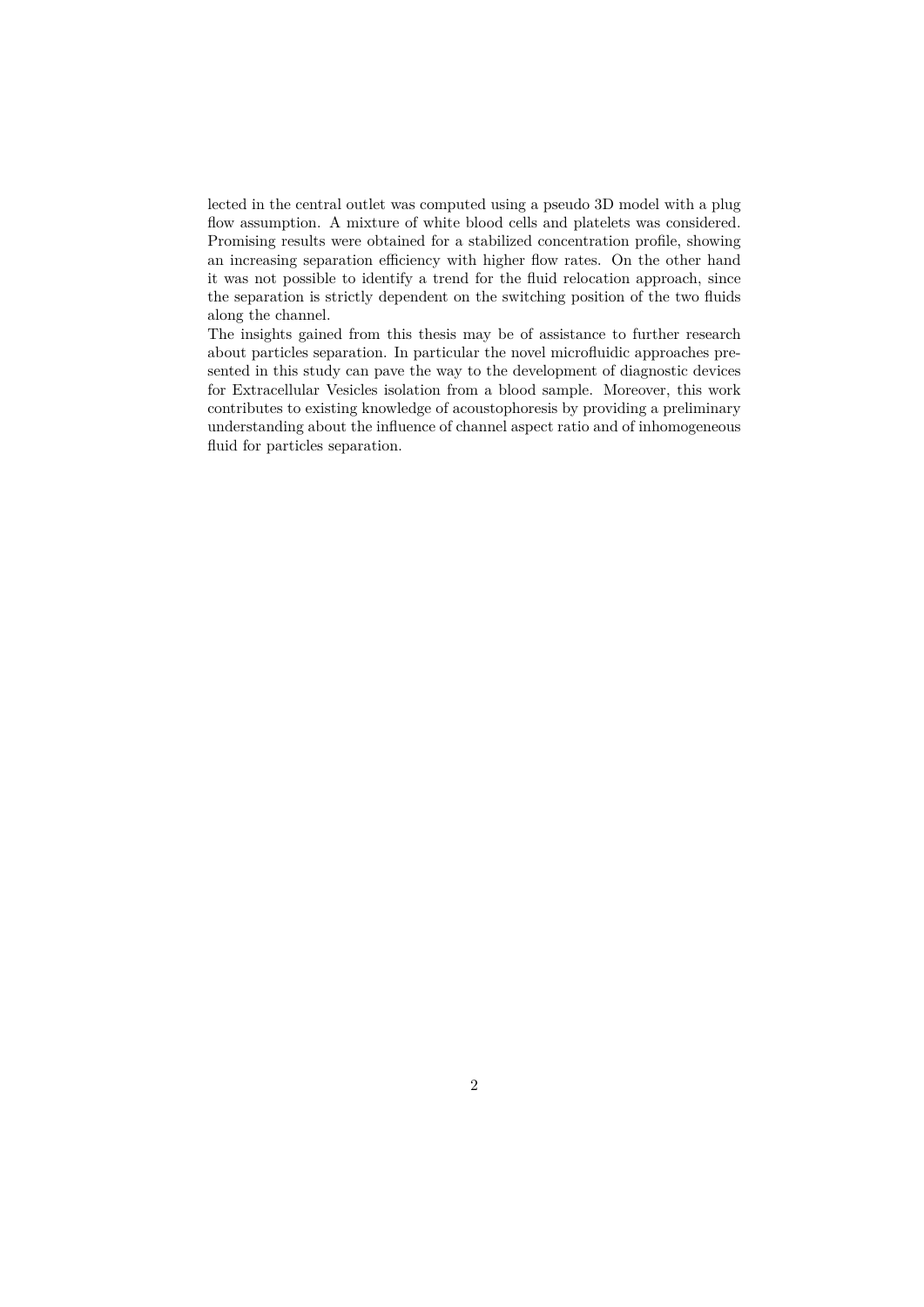lected in the central outlet was computed using a pseudo 3D model with a plug flow assumption. A mixture of white blood cells and platelets was considered. Promising results were obtained for a stabilized concentration profile, showing an increasing separation efficiency with higher flow rates. On the other hand it was not possible to identify a trend for the fluid relocation approach, since the separation is strictly dependent on the switching position of the two fluids along the channel.

The insights gained from this thesis may be of assistance to further research about particles separation. In particular the novel microfluidic approaches presented in this study can pave the way to the development of diagnostic devices for Extracellular Vesicles isolation from a blood sample. Moreover, this work contributes to existing knowledge of acoustophoresis by providing a preliminary understanding about the influence of channel aspect ratio and of inhomogeneous fluid for particles separation.